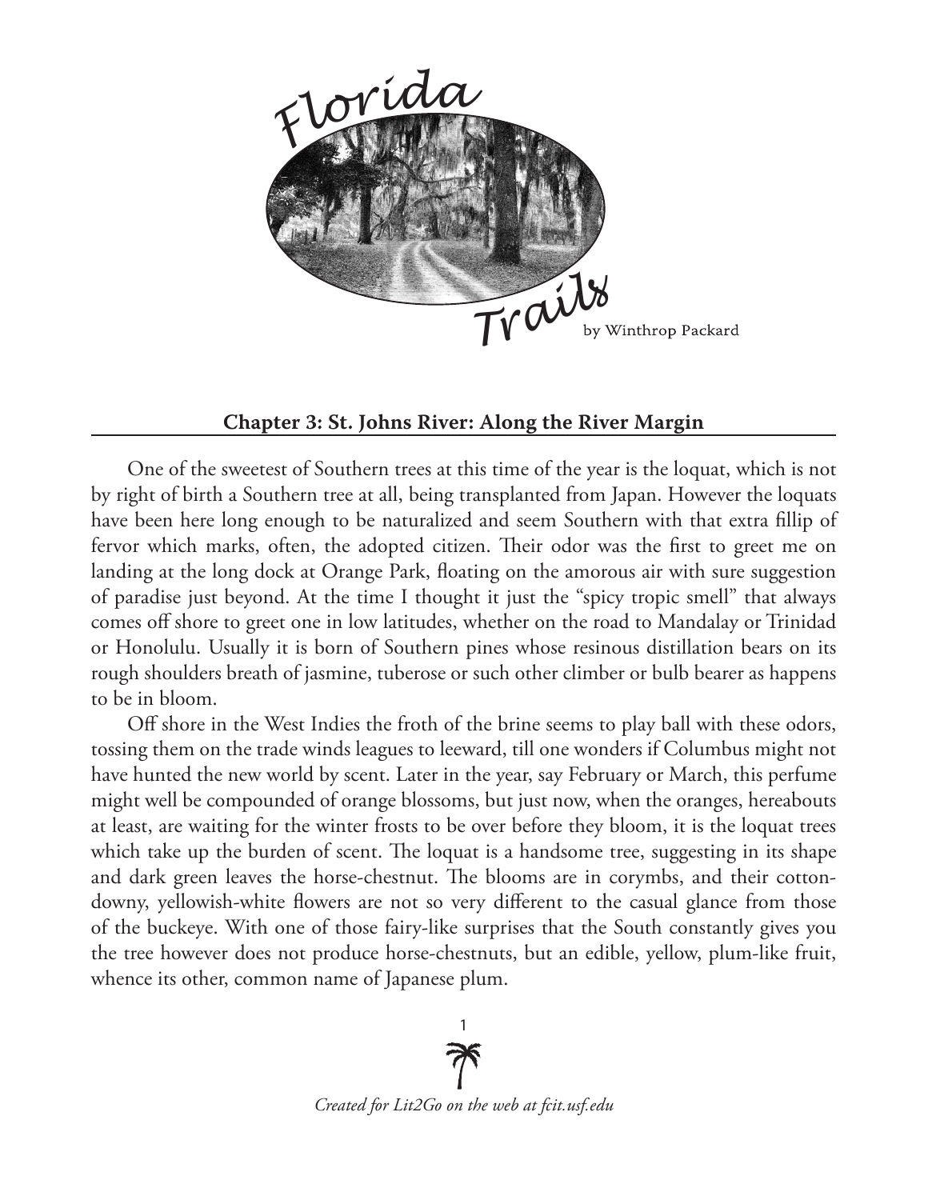# Florida Trails

by Winthrop Packard

## Chapter 3: St. Johns River: Along the River Margin

One of the sweetest of Southern trees at this time of the year is the loquat, which is not by right of birth a Southern tree at all, being transplanted from Japan. However the loquats have been here long enough to be naturalized and seem Southern with that extra fillip of fervor which marks, often, the adopted citizen. Their odor was the first to greet me on landing at the long dock at Orange Park, floating on the amorous air with sure suggestion of paradise just beyond. At the time I thought it just the "spicy tropic smell" that always comes off shore to greet one in low latitudes, whether on the road to Mandalay or Trinidad or Honolulu. Usually it is born of Southern pines whose resinous distillation bears on its rough shoulders breath of jasmine, tuberose or such other climber or bulb bearer as happens to be in bloom.

Off shore in the West Indies the froth of the brine seems to play ball with these odors, tossing them on the trade winds leagues to leeward, till one wonders if Columbus might not have hunted the new world by scent. Later in the year, say February or March, this perfume might well be compounded of orange blossoms, but just now, when the oranges, hereabouts at least, are waiting for the winter frosts to be over before they bloom, it is the loquat trees which take up the burden of scent. The loquat is a handsome tree, suggesting in its shape and dark green leaves the horse-chestnut. The blooms are in corymbs, and their cotton-downy, yellowish-white flowers are not so very different to the casual glance from those of the buckeye. With one of those fairy-like surprises that the South constantly gives you the tree however does not produce horse-chestnuts, but an edible, yellow, plum-like fruit, whence its other, common name of Japanese plum.

*Created for Lit2Go on the web at fcit.usf.edu*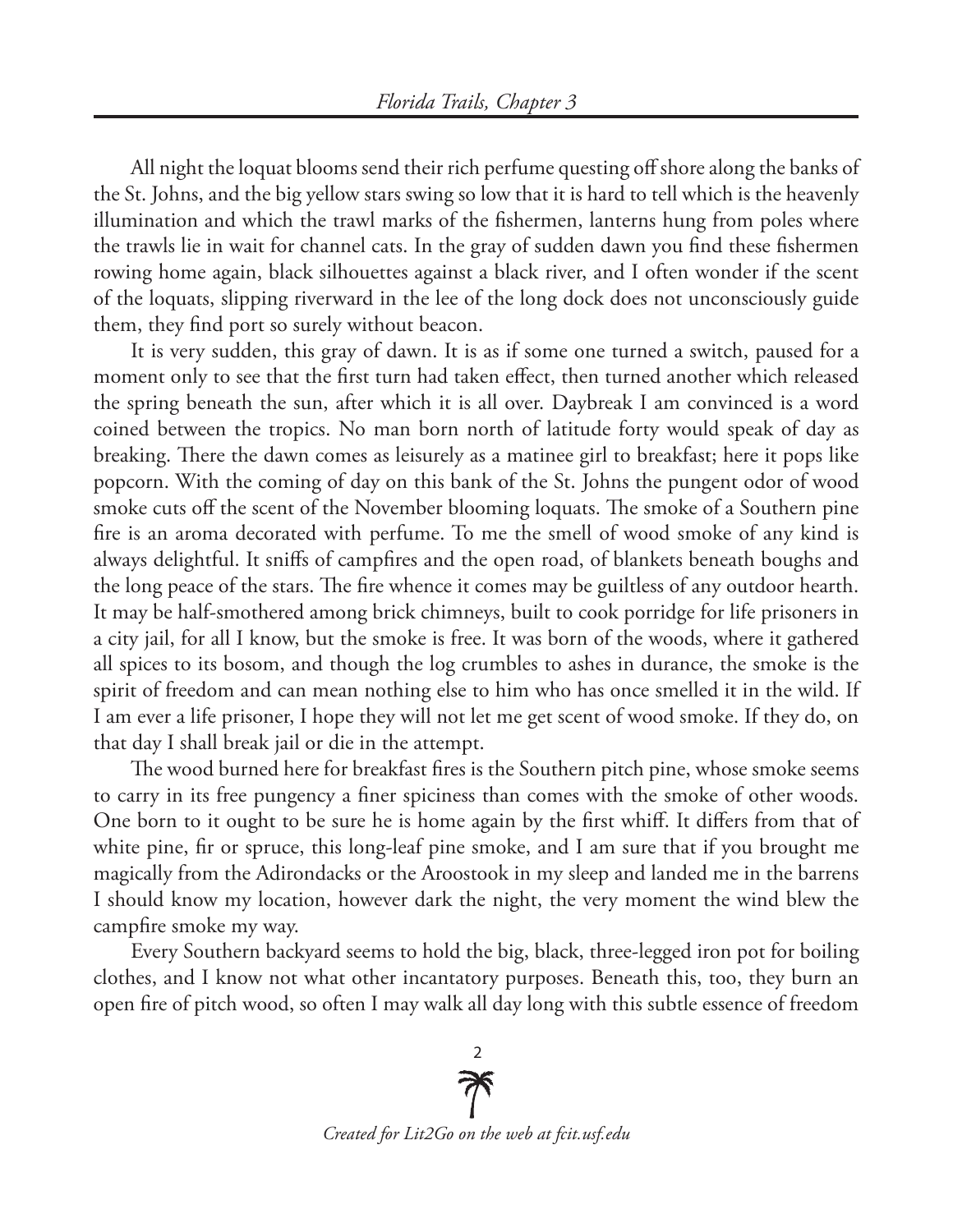All night the loquat blooms send their rich perfume questing off shore along the banks of the St. Johns, and the big yellow stars swing so low that it is hard to tell which is the heavenly illumination and which the trawl marks of the fishermen, lanterns hung from poles where the trawls lie in wait for channel cats. In the gray of sudden dawn you find these fishermen rowing home again, black silhouettes against a black river, and I often wonder if the scent of the loquats, slipping riverward in the lee of the long dock does not unconsciously guide them, they find port so surely without beacon.

It is very sudden, this gray of dawn. It is as if some one turned a switch, paused for a moment only to see that the first turn had taken effect, then turned another which released the spring beneath the sun, after which it is all over. Daybreak I am convinced is a word coined between the tropics. No man born north of latitude forty would speak of day as breaking. There the dawn comes as leisurely as a matinee girl to breakfast; here it pops like popcorn. With the coming of day on this bank of the St. Johns the pungent odor of wood smoke cuts off the scent of the November blooming loquats. The smoke of a Southern pine fire is an aroma decorated with perfume. To me the smell of wood smoke of any kind is always delightful. It sniffs of campfires and the open road, of blankets beneath boughs and the long peace of the stars. The fire whence it comes may be guiltless of any outdoor hearth. It may be half-smothered among brick chimneys, built to cook porridge for life prisoners in a city jail, for all I know, but the smoke is free. It was born of the woods, where it gathered all spices to its bosom, and though the log crumbles to ashes in durance, the smoke is the spirit of freedom and can mean nothing else to him who has once smelled it in the wild. If I am ever a life prisoner, I hope they will not let me get scent of wood smoke. If they do, on that day I shall break jail or die in the attempt.

The wood burned here for breakfast fires is the Southern pitch pine, whose smoke seems to carry in its free pungency a finer spiciness than comes with the smoke of other woods. One born to it ought to be sure he is home again by the first whiff. It differs from that of white pine, fir or spruce, this long-leaf pine smoke, and I am sure that if you brought me magically from the Adirondacks or the Aroostook in my sleep and landed me in the barrens I should know my location, however dark the night, the very moment the wind blew the campfire smoke my way.

Every Southern backyard seems to hold the big, black, three-legged iron pot for boiling clothes, and I know not what other incantatory purposes. Beneath this, too, they burn an open fire of pitch wood, so often I may walk all day long with this subtle essence of freedom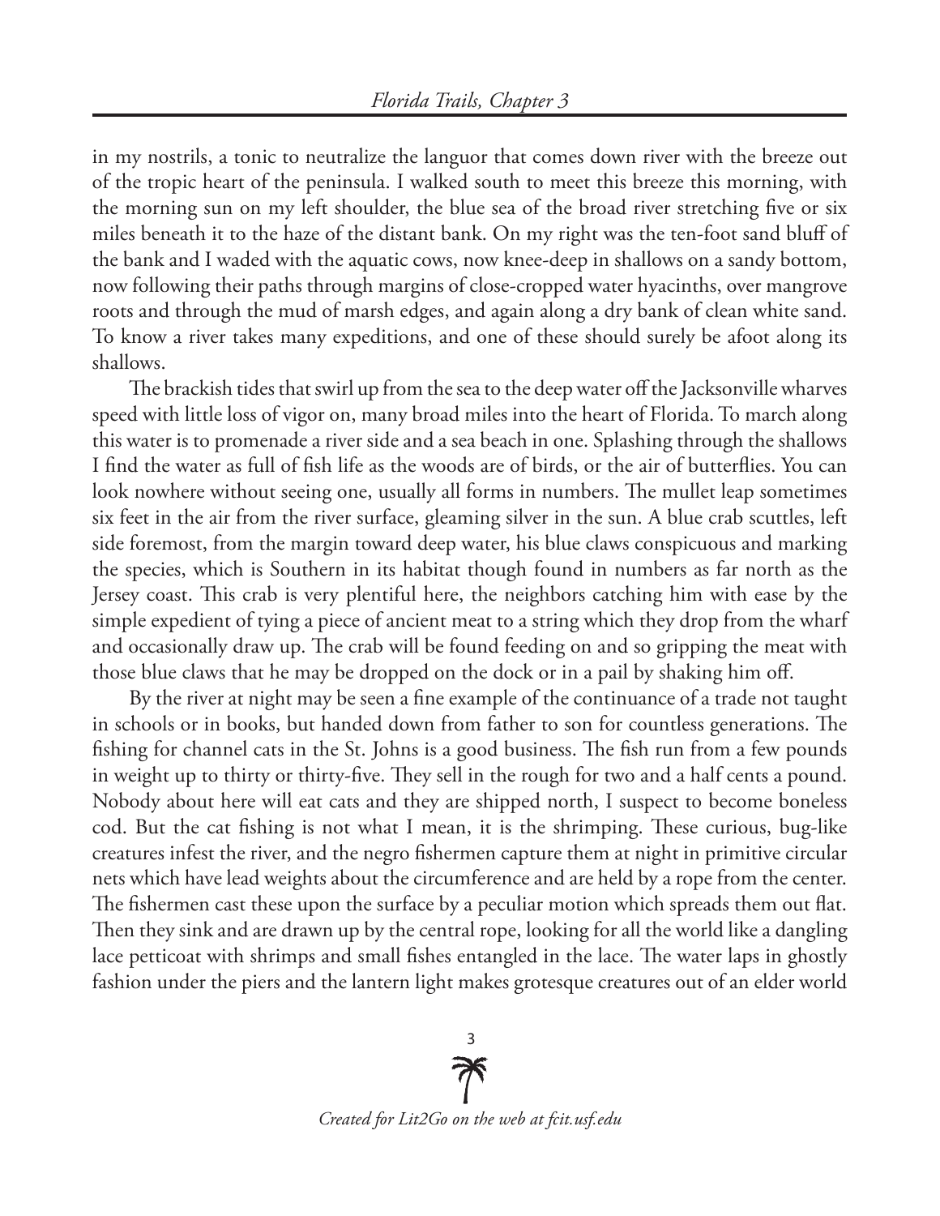in my nostrils, a tonic to neutralize the languor that comes down river with the breeze out of the tropic heart of the peninsula. I walked south to meet this breeze this morning, with the morning sun on my left shoulder, the blue sea of the broad river stretching five or six miles beneath it to the haze of the distant bank. On my right was the ten-foot sand bluff of the bank and I waded with the aquatic cows, now knee-deep in shallows on a sandy bottom, now following their paths through margins of close-cropped water hyacinths, over mangrove roots and through the mud of marsh edges, and again along a dry bank of clean white sand. To know a river takes many expeditions, and one of these should surely be afoot along its shallows.

The brackish tides that swirl up from the sea to the deep water off the Jacksonville wharves speed with little loss of vigor on, many broad miles into the heart of Florida. To march along this water is to promenade a river side and a sea beach in one. Splashing through the shallows I find the water as full of fish life as the woods are of birds, or the air of butterflies. You can look nowhere without seeing one, usually all forms in numbers. The mullet leap sometimes six feet in the air from the river surface, gleaming silver in the sun. A blue crab scuttles, left side foremost, from the margin toward deep water, his blue claws conspicuous and marking the species, which is Southern in its habitat though found in numbers as far north as the Jersey coast. This crab is very plentiful here, the neighbors catching him with ease by the simple expedient of tying a piece of ancient meat to a string which they drop from the wharf and occasionally draw up. The crab will be found feeding on and so gripping the meat with those blue claws that he may be dropped on the dock or in a pail by shaking him off.

By the river at night may be seen a fine example of the continuance of a trade not taught in schools or in books, but handed down from father to son for countless generations. The fishing for channel cats in the St. Johns is a good business. The fish run from a few pounds in weight up to thirty or thirty-five. They sell in the rough for two and a half cents a pound. Nobody about here will eat cats and they are shipped north, I suspect to become boneless cod. But the cat fishing is not what I mean, it is the shrimping. These curious, bug-like creatures infest the river, and the negro fishermen capture them at night in primitive circular nets which have lead weights about the circumference and are held by a rope from the center. The fishermen cast these upon the surface by a peculiar motion which spreads them out flat. Then they sink and are drawn up by the central rope, looking for all the world like a dangling lace petticoat with shrimps and small fishes entangled in the lace. The water laps in ghostly fashion under the piers and the lantern light makes grotesque creatures out of an elder world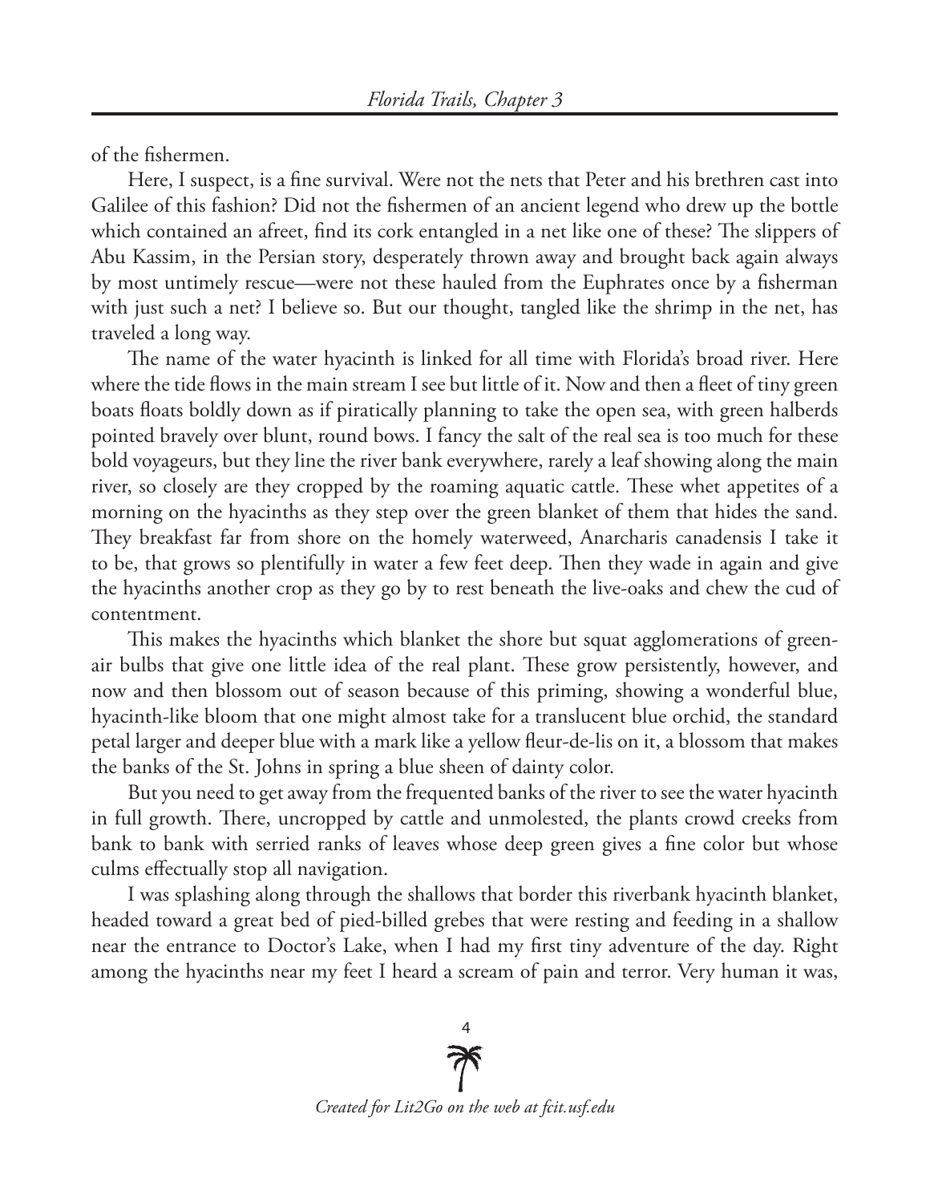of the fishermen.

Here, I suspect, is a fine survival. Were not the nets that Peter and his brethren cast into Galilee of this fashion? Did not the fishermen of an ancient legend who drew up the bottle which contained an afreet, find its cork entangled in a net like one of these? The slippers of Abu Kassim, in the Persian story, desperately thrown away and brought back again always by most untimely rescue—were not these hauled from the Euphrates once by a fisherman with just such a net? I believe so. But our thought, tangled like the shrimp in the net, has traveled a long way.

The name of the water hyacinth is linked for all time with Florida's broad river. Here where the tide flows in the main stream I see but little of it. Now and then a fleet of tiny green boats floats boldly down as if piratically planning to take the open sea, with green halberds pointed bravely over blunt, round bows. I fancy the salt of the real sea is too much for these bold voyageurs, but they line the river bank everywhere, rarely a leaf showing along the main river, so closely are they cropped by the roaming aquatic cattle. These whet appetites of a morning on the hyacinths as they step over the green blanket of them that hides the sand. They breakfast far from shore on the homely waterweed, Anarcharis canadensis I take it to be, that grows so plentifully in water a few feet deep. Then they wade in again and give the hyacinths another crop as they go by to rest beneath the live-oaks and chew the cud of contentment.

This makes the hyacinths which blanket the shore but squat agglomerations of green-air bulbs that give one little idea of the real plant. These grow persistently, however, and now and then blossom out of season because of this priming, showing a wonderful blue, hyacinth-like bloom that one might almost take for a translucent blue orchid, the standard petal larger and deeper blue with a mark like a yellow fleur-de-lis on it, a blossom that makes the banks of the St. Johns in spring a blue sheen of dainty color.

But you need to get away from the frequented banks of the river to see the water hyacinth in full growth. There, uncropped by cattle and unmolested, the plants crowd creeks from bank to bank with serried ranks of leaves whose deep green gives a fine color but whose culms effectually stop all navigation.

I was splashing along through the shallows that border this riverbank hyacinth blanket, headed toward a great bed of pied-billed grebes that were resting and feeding in a shallow near the entrance to Doctor's Lake, when I had my first tiny adventure of the day. Right among the hyacinths near my feet I heard a scream of pain and terror. Very human it was,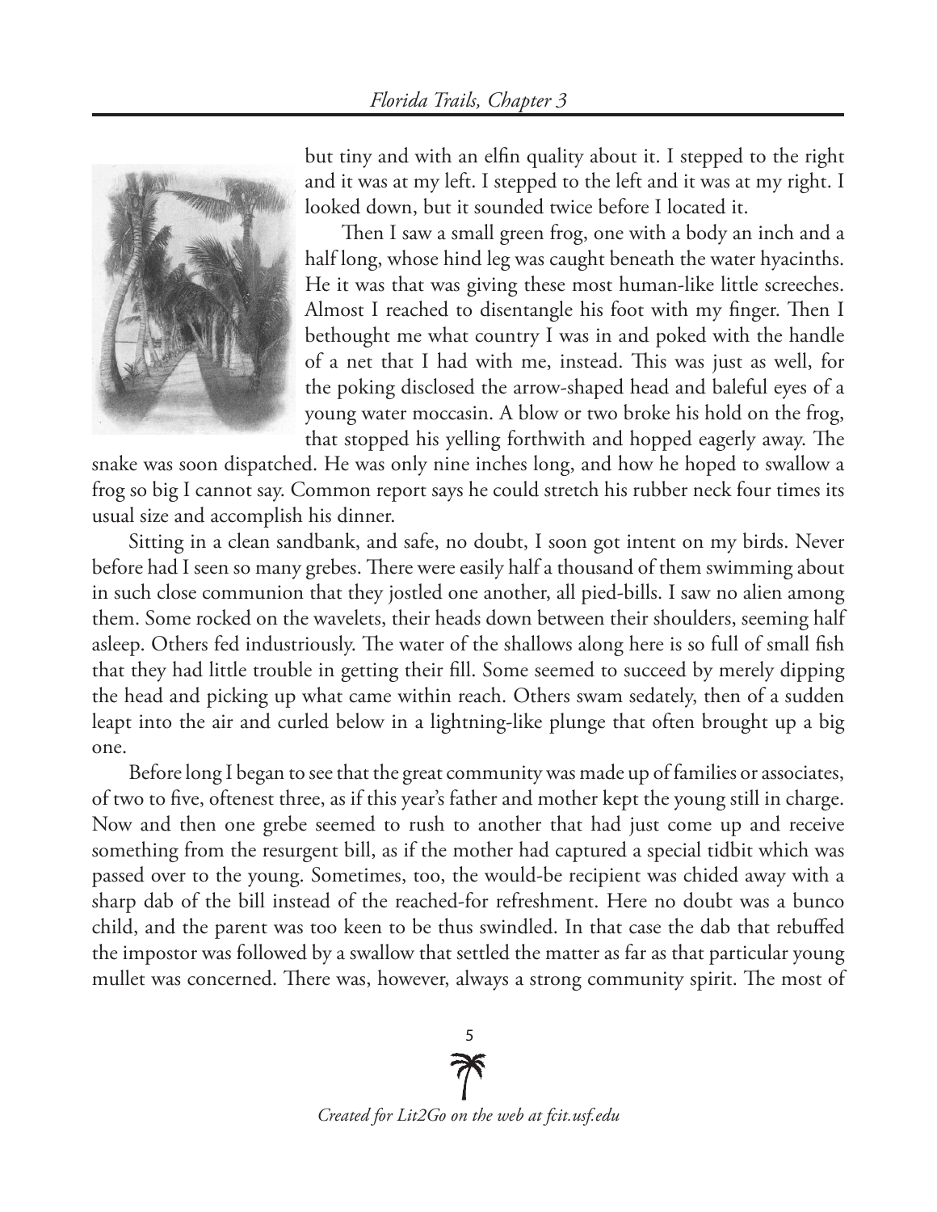but tiny and with an elfin quality about it. I stepped to the right and it was at my left. I stepped to the left and it was at my right. I looked down, but it sounded twice before I located it.

Then I saw a small green frog, one with a body an inch and a half long, whose hind leg was caught beneath the water hyacinths. He it was that was giving these most human-like little screeches. Almost I reached to disentangle his foot with my finger. Then I bethought me what country I was in and poked with the handle of a net that I had with me, instead. This was just as well, for the poking disclosed the arrow-shaped head and baleful eyes of a young water moccasin. A blow or two broke his hold on the frog, that stopped his yelling forthwith and hopped eagerly away. The snake was soon dispatched. He was only nine inches long, and how he hoped to swallow a frog so big I cannot say. Common report says he could stretch his rubber neck four times its usual size and accomplish his dinner.

Sitting in a clean sandbank, and safe, no doubt, I soon got intent on my birds. Never before had I seen so many grebes. There were easily half a thousand of them swimming about in such close communion that they jostled one another, all pied-bills. I saw no alien among them. Some rocked on the wavelets, their heads down between their shoulders, seeming half asleep. Others fed industriously. The water of the shallows along here is so full of small fish that they had little trouble in getting their fill. Some seemed to succeed by merely dipping the head and picking up what came within reach. Others swam sedately, then of a sudden leapt into the air and curled below in a lightning-like plunge that often brought up a big one.

Before long I began to see that the great community was made up of families or associates, of two to five, oftenest three, as if this year's father and mother kept the young still in charge. Now and then one grebe seemed to rush to another that had just come up and receive something from the resurgent bill, as if the mother had captured a special tidbit which was passed over to the young. Sometimes, too, the would-be recipient was chided away with a sharp dab of the bill instead of the reached-for refreshment. Here no doubt was a bunco child, and the parent was too keen to be thus swindled. In that case the dab that rebuffed the impostor was followed by a swallow that settled the matter as far as that particular young mullet was concerned. There was, however, always a strong community spirit. The most of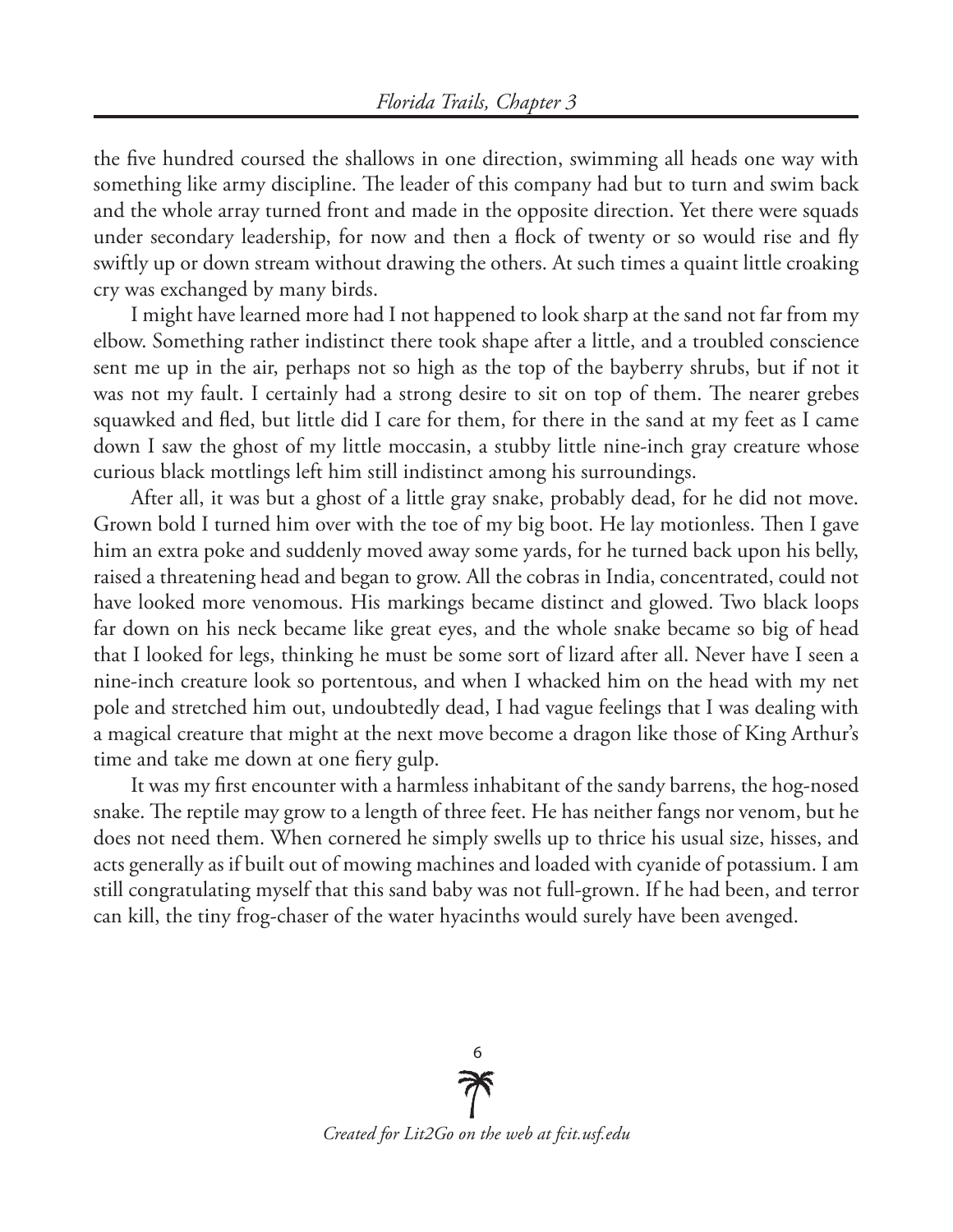the five hundred coursed the shallows in one direction, swimming all heads one way with something like army discipline. The leader of this company had but to turn and swim back and the whole array turned front and made in the opposite direction. Yet there were squads under secondary leadership, for now and then a flock of twenty or so would rise and fly swiftly up or down stream without drawing the others. At such times a quaint little croaking cry was exchanged by many birds.

I might have learned more had I not happened to look sharp at the sand not far from my elbow. Something rather indistinct there took shape after a little, and a troubled conscience sent me up in the air, perhaps not so high as the top of the bayberry shrubs, but if not it was not my fault. I certainly had a strong desire to sit on top of them. The nearer grebes squawked and fled, but little did I care for them, for there in the sand at my feet as I came down I saw the ghost of my little moccasin, a stubby little nine-inch gray creature whose curious black mottlings left him still indistinct among his surroundings.

After all, it was but a ghost of a little gray snake, probably dead, for he did not move. Grown bold I turned him over with the toe of my big boot. He lay motionless. Then I gave him an extra poke and suddenly moved away some yards, for he turned back upon his belly, raised a threatening head and began to grow. All the cobras in India, concentrated, could not have looked more venomous. His markings became distinct and glowed. Two black loops far down on his neck became like great eyes, and the whole snake became so big of head that I looked for legs, thinking he must be some sort of lizard after all. Never have I seen a nine-inch creature look so portentous, and when I whacked him on the head with my net pole and stretched him out, undoubtedly dead, I had vague feelings that I was dealing with a magical creature that might at the next move become a dragon like those of King Arthur's time and take me down at one fiery gulp.

It was my first encounter with a harmless inhabitant of the sandy barrens, the hog-nosed snake. The reptile may grow to a length of three feet. He has neither fangs nor venom, but he does not need them. When cornered he simply swells up to thrice his usual size, hisses, and acts generally as if built out of mowing machines and loaded with cyanide of potassium. I am still congratulating myself that this sand baby was not full-grown. If he had been, and terror can kill, the tiny frog-chaser of the water hyacinths would surely have been avenged.